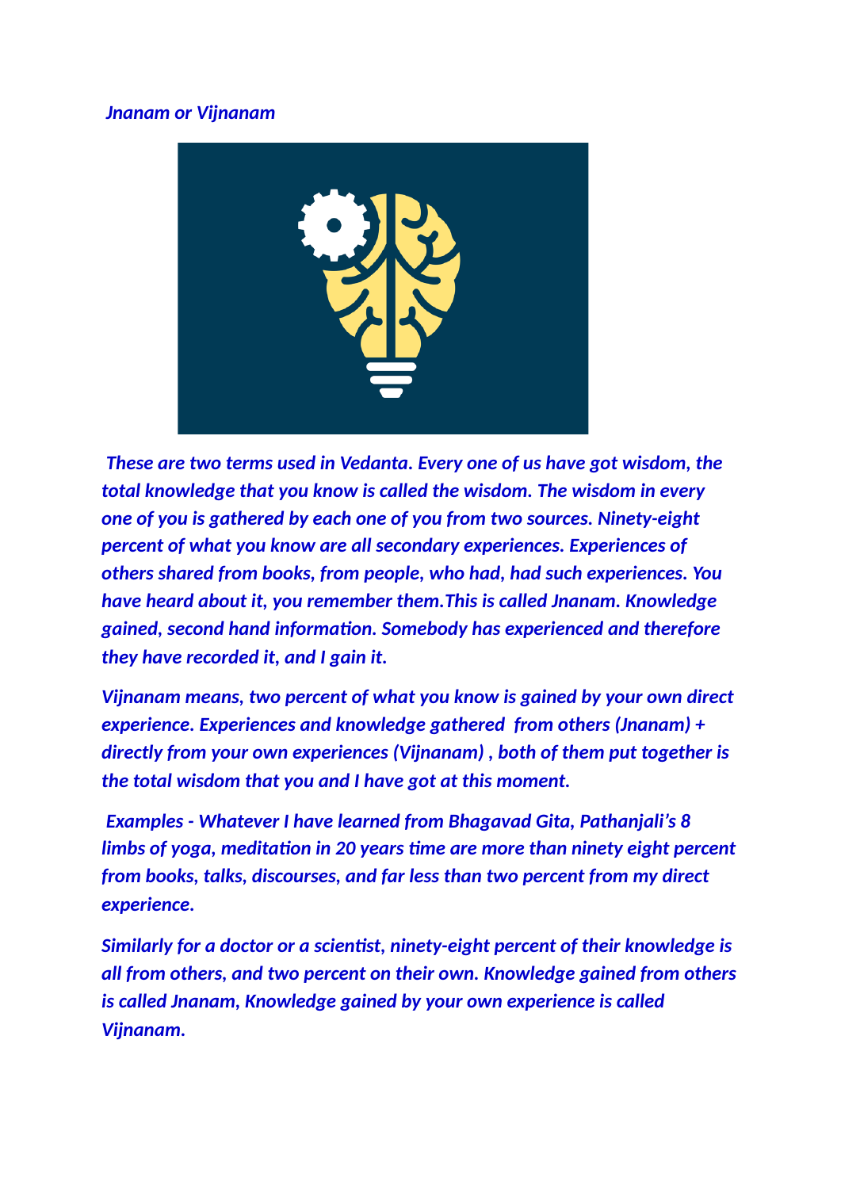***Jnanam or Vijnanam***

***These are two terms used in Vedanta. Every one of us have got wisdom, the total knowledge that you know is called the wisdom. The wisdom in every one of you is gathered by each one of you from two sources. Ninety-eight percent of what you know are all secondary experiences. Experiences of others shared from books, from people, who had, had such experiences. You have heard about it, you remember them.This is called Jnanam. Knowledge gained, second hand information. Somebody has experienced and therefore they have recorded it, and I gain it.***

***Vijnanam means, two percent of what you know is gained by your own direct experience. Experiences and knowledge gathered from others (Jnanam) + directly from your own experiences (Vijnanam) , both of them put together is the total wisdom that you and I have got at this moment.***

***Examples - Whatever I have learned from Bhagavad Gita, Pathanjali's 8 limbs of yoga, meditation in 20 years time are more than ninety eight percent from books, talks, discourses, and far less than two percent from my direct experience.***

***Similarly for a doctor or a scientist, ninety-eight percent of their knowledge is all from others, and two percent on their own. Knowledge gained from others is called Jnanam, Knowledge gained by your own experience is called Vijnanam.***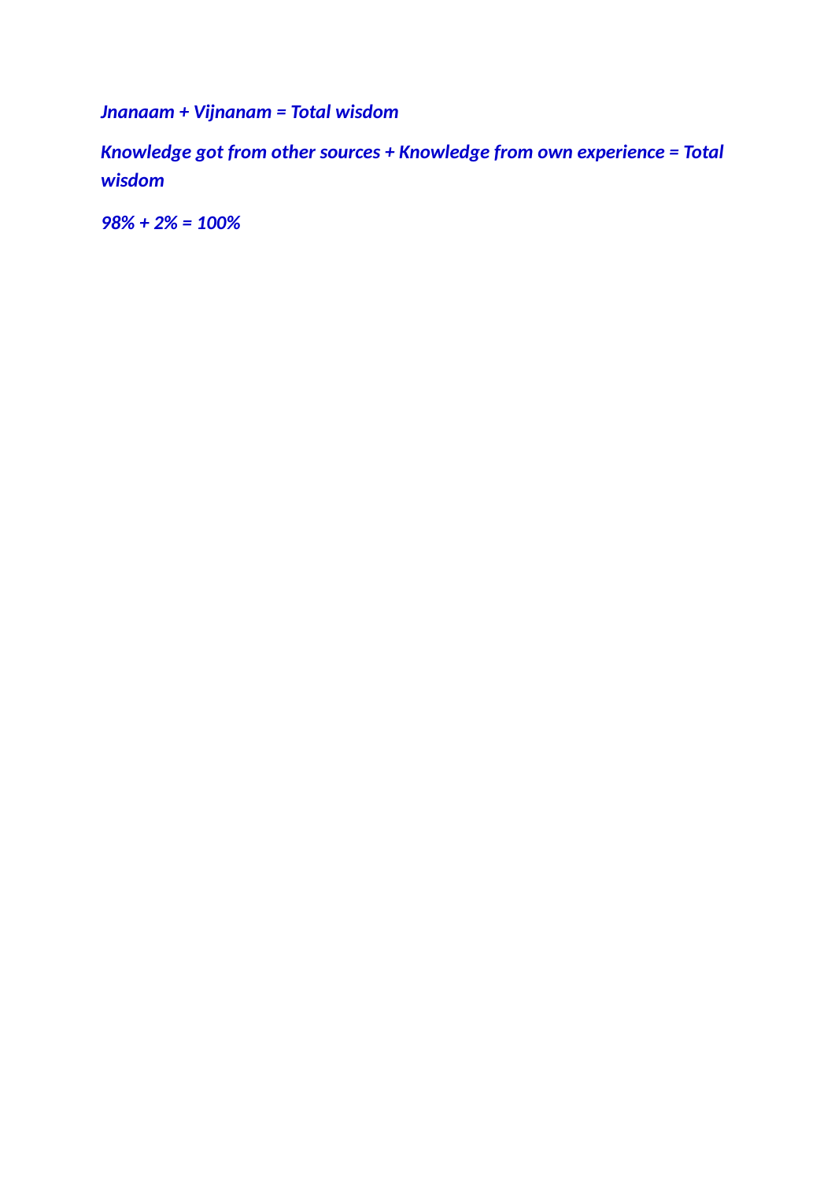***Jnanaam + Vijnanam = Total wisdom***

***Knowledge got from other sources + Knowledge from own experience = Total wisdom***

***98% + 2% = 100%***